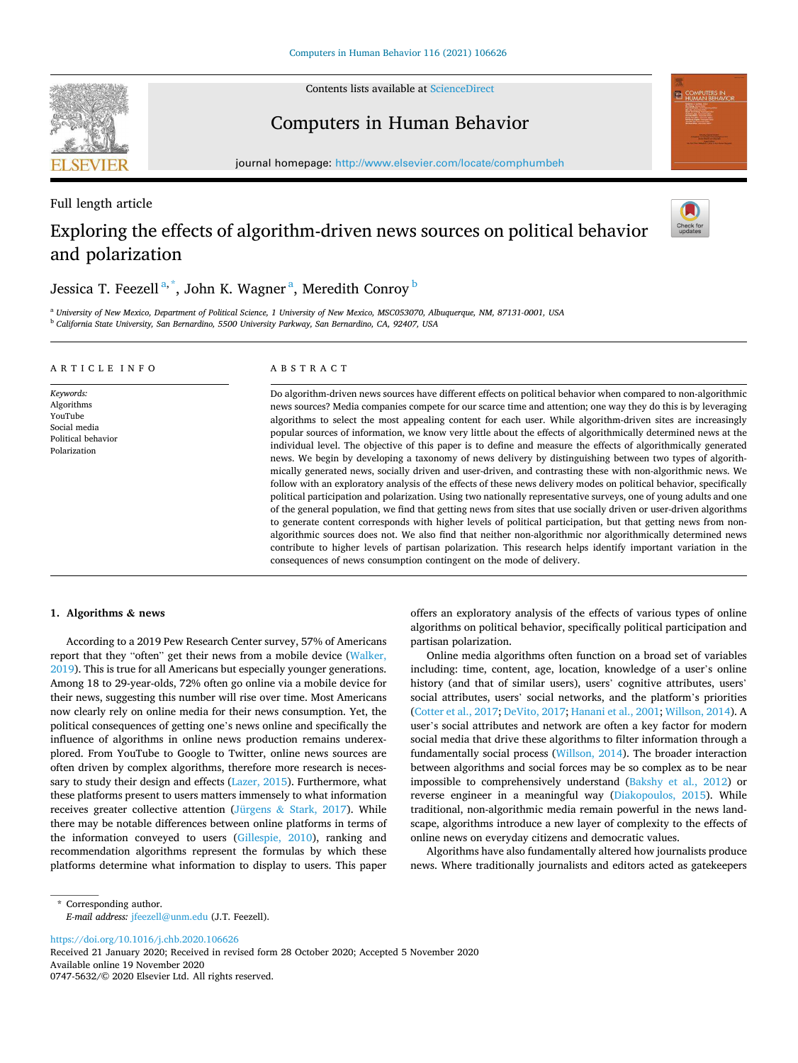Full length article

# Exploring the effects of algorithm-driven news sources on political behavior and polarization

Jessica T. Feezell [a,*], John K. Wagner [a], Meredith Conroy [b]

[a] University of New Mexico, Department of Political Science, 1 University of New Mexico, MSC053070, Albuquerque, NM, 87131-0001, USA

[b] California State University, San Bernardino, 5500 University Parkway, San Bernardino, CA, 92407, USA

ARTICLE INFO

*Keywords:*
Algorithms
YouTube
Social media
Political behavior
Polarization

ABSTRACT

Do algorithm-driven news sources have different effects on political behavior when compared to non-algorithmic news sources? Media companies compete for our scarce time and attention; one way they do this is by leveraging algorithms to select the most appealing content for each user. While algorithm-driven sites are increasingly popular sources of information, we know very little about the effects of algorithmically determined news at the individual level. The objective of this paper is to define and measure the effects of algorithmically generated news. We begin by developing a taxonomy of news delivery by distinguishing between two types of algorithmically generated news, socially driven and user-driven, and contrasting these with non-algorithmic news. We follow with an exploratory analysis of the effects of these news delivery modes on political behavior, specifically political participation and polarization. Using two nationally representative surveys, one of young adults and one of the general population, we find that getting news from sites that use socially driven or user-driven algorithms to generate content corresponds with higher levels of political participation, but that getting news from non-algorithmic sources does not. We also find that neither non-algorithmic nor algorithmically determined news contribute to higher levels of partisan polarization. This research helps identify important variation in the consequences of news consumption contingent on the mode of delivery.

## 1. Algorithms & news

According to a 2019 Pew Research Center survey, 57% of Americans report that they "often" get their news from a mobile device (Walker, 2019). This is true for all Americans but especially younger generations. Among 18 to 29-year-olds, 72% often go online via a mobile device for their news, suggesting this number will rise over time. Most Americans now clearly rely on online media for their news consumption. Yet, the political consequences of getting one's news online and specifically the influence of algorithms in online news production remains underexplored. From YouTube to Google to Twitter, online news sources are often driven by complex algorithms, therefore more research is necessary to study their design and effects (Lazer, 2015). Furthermore, what these platforms present to users matters immensely to what information receives greater collective attention (Jürgens & Stark, 2017). While there may be notable differences between online platforms in terms of the information conveyed to users (Gillespie, 2010), ranking and recommendation algorithms represent the formulas by which these platforms determine what information to display to users. This paper offers an exploratory analysis of the effects of various types of online algorithms on political behavior, specifically political participation and partisan polarization.

Online media algorithms often function on a broad set of variables including: time, content, age, location, knowledge of a user's online history (and that of similar users), users' cognitive attributes, users' social attributes, users' social networks, and the platform's priorities (Cotter et al., 2017; DeVito, 2017; Hanani et al., 2001; Willson, 2014). A user's social attributes and network are often a key factor for modern social media that drive these algorithms to filter information through a fundamentally social process (Willson, 2014). The broader interaction between algorithms and social forces may be so complex as to be near impossible to comprehensively understand (Bakshy et al., 2012) or reverse engineer in a meaningful way (Diakopoulos, 2015). While traditional, non-algorithmic media remain powerful in the news landscape, algorithms introduce a new layer of complexity to the effects of online news on everyday citizens and democratic values.

Algorithms have also fundamentally altered how journalists produce news. Where traditionally journalists and editors acted as gatekeepers

\* Corresponding author.
*E-mail address:* jfeezell@unm.edu (J.T. Feezell).

https://doi.org/10.1016/j.chb.2020.106626
Received 21 January 2020; Received in revised form 28 October 2020; Accepted 5 November 2020
Available online 19 November 2020
0747-5632/© 2020 Elsevier Ltd. All rights reserved.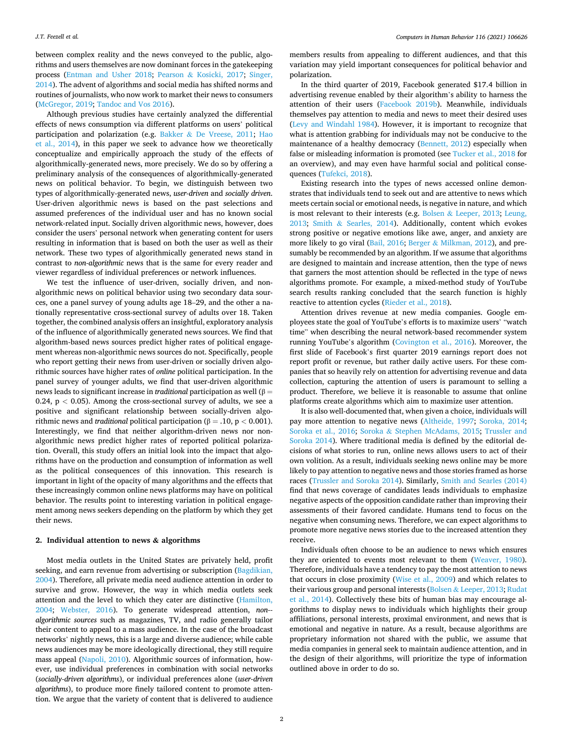between complex reality and the news conveyed to the public, algorithms and users themselves are now dominant forces in the gatekeeping process (Entman and Usher 2018; Pearson & Kosicki, 2017; Singer, 2014). The advent of algorithms and social media has shifted norms and routines of journalists, who now work to market their news to consumers (McGregor, 2019; Tandoc and Vos 2016).

Although previous studies have certainly analyzed the differential effects of news consumption via different platforms on users' political participation and polarization (e.g. Bakker & De Vreese, 2011; Hao et al., 2014), in this paper we seek to advance how we theoretically conceptualize and empirically approach the study of the effects of algorithmically-generated news, more precisely. We do so by offering a preliminary analysis of the consequences of algorithmically-generated news on political behavior. To begin, we distinguish between two types of algorithmically-generated news, *user-driven* and *socially driven*. User-driven algorithmic news is based on the past selections and assumed preferences of the individual user and has no known social network-related input. Socially driven algorithmic news, however, does consider the users' personal network when generating content for users resulting in information that is based on both the user as well as their network. These two types of algorithmically generated news stand in contrast to *non-algorithmic* news that is the same for every reader and viewer regardless of individual preferences or network influences.

We test the influence of user-driven, socially driven, and non-algorithmic news on political behavior using two secondary data sources, one a panel survey of young adults age 18–29, and the other a nationally representative cross-sectional survey of adults over 18. Taken together, the combined analysis offers an insightful, exploratory analysis of the influence of algorithmically generated news sources. We find that algorithm-based news sources predict higher rates of political engagement whereas non-algorithmic news sources do not. Specifically, people who report getting their news from user-driven or socially driven algorithmic sources have higher rates of *online* political participation. In the panel survey of younger adults, we find that user-driven algorithmic news leads to significant increase in *traditional* participation as well ($\beta = 0.24$, $p < 0.05$). Among the cross-sectional survey of adults, we see a positive and significant relationship between socially-driven algorithmic news and *traditional* political participation ($\beta = .10$, $p < 0.001$). Interestingly, we find that neither algorithm-driven news nor non-algorithmic news predict higher rates of reported political polarization. Overall, this study offers an initial look into the impact that algorithms have on the production and consumption of information as well as the political consequences of this innovation. This research is important in light of the opacity of many algorithms and the effects that these increasingly common online news platforms may have on political behavior. The results point to interesting variation in political engagement among news seekers depending on the platform by which they get their news.

## 2. Individual attention to news & algorithms

Most media outlets in the United States are privately held, profit seeking, and earn revenue from advertising or subscription (Bagdikian, 2004). Therefore, all private media need audience attention in order to survive and grow. However, the way in which media outlets seek attention and the level to which they cater are distinctive (Hamilton, 2004; Webster, 2016). To generate widespread attention, *non-algorithmic sources* such as magazines, TV, and radio generally tailor their content to appeal to a mass audience. In the case of the broadcast networks' nightly news, this is a large and diverse audience; while cable news audiences may be more ideologically directional, they still require mass appeal (Napoli, 2010). Algorithmic sources of information, however, use individual preferences in combination with social networks (*socially-driven algorithms*), or individual preferences alone (*user-driven algorithms*), to produce more finely tailored content to promote attention. We argue that the variety of content that is delivered to audience members results from appealing to different audiences, and that this variation may yield important consequences for political behavior and polarization.

In the third quarter of 2019, Facebook generated $17.4 billion in advertising revenue enabled by their algorithm's ability to harness the attention of their users (Facebook 2019b). Meanwhile, individuals themselves pay attention to media and news to meet their desired uses (Levy and Windahl 1984). However, it is important to recognize that what is attention grabbing for individuals may not be conducive to the maintenance of a healthy democracy (Bennett, 2012) especially when false or misleading information is promoted (see Tucker et al., 2018 for an overview), and may even have harmful social and political consequences (Tufekci, 2018).

Existing research into the types of news accessed online demonstrates that individuals tend to seek out and are attentive to news which meets certain social or emotional needs, is negative in nature, and which is most relevant to their interests (e.g. Bolsen & Leeper, 2013; Leung, 2013; Smith & Searles, 2014). Additionally, content which evokes strong positive or negative emotions like awe, anger, and anxiety are more likely to go viral (Bail, 2016; Berger & Milkman, 2012), and presumably be recommended by an algorithm. If we assume that algorithms are designed to maintain and increase attention, then the type of news that garners the most attention should be reflected in the type of news algorithms promote. For example, a mixed-method study of YouTube search results ranking concluded that the search function is highly reactive to attention cycles (Rieder et al., 2018).

Attention drives revenue at new media companies. Google employees state the goal of YouTube's efforts is to maximize users' "watch time" when describing the neural network-based recommender system running YouTube's algorithm (Covington et al., 2016). Moreover, the first slide of Facebook's first quarter 2019 earnings report does not report profit or revenue, but rather daily active users. For these companies that so heavily rely on attention for advertising revenue and data collection, capturing the attention of users is paramount to selling a product. Therefore, we believe it is reasonable to assume that online platforms create algorithms which aim to maximize user attention.

It is also well-documented that, when given a choice, individuals will pay more attention to negative news (Altheide, 1997; Soroka, 2014; Soroka et al., 2016; Soroka & Stephen McAdams, 2015; Trussler and Soroka 2014). Where traditional media is defined by the editorial decisions of what stories to run, online news allows users to act of their own volition. As a result, individuals seeking news online may be more likely to pay attention to negative news and those stories framed as horse races (Trussler and Soroka 2014). Similarly, Smith and Searles (2014) find that news coverage of candidates leads individuals to emphasize negative aspects of the opposition candidate rather than improving their assessments of their favored candidate. Humans tend to focus on the negative when consuming news. Therefore, we can expect algorithms to promote more negative news stories due to the increased attention they receive.

Individuals often choose to be an audience to news which ensures they are oriented to events most relevant to them (Weaver, 1980). Therefore, individuals have a tendency to pay the most attention to news that occurs in close proximity (Wise et al., 2009) and which relates to their various group and personal interests (Bolsen & Leeper, 2013; Rudat et al., 2014). Collectively these bits of human bias may encourage algorithms to display news to individuals which highlights their group affiliations, personal interests, proximal environment, and news that is emotional and negative in nature. As a result, because algorithms are proprietary information not shared with the public, we assume that media companies in general seek to maintain audience attention, and in the design of their algorithms, will prioritize the type of information outlined above in order to do so.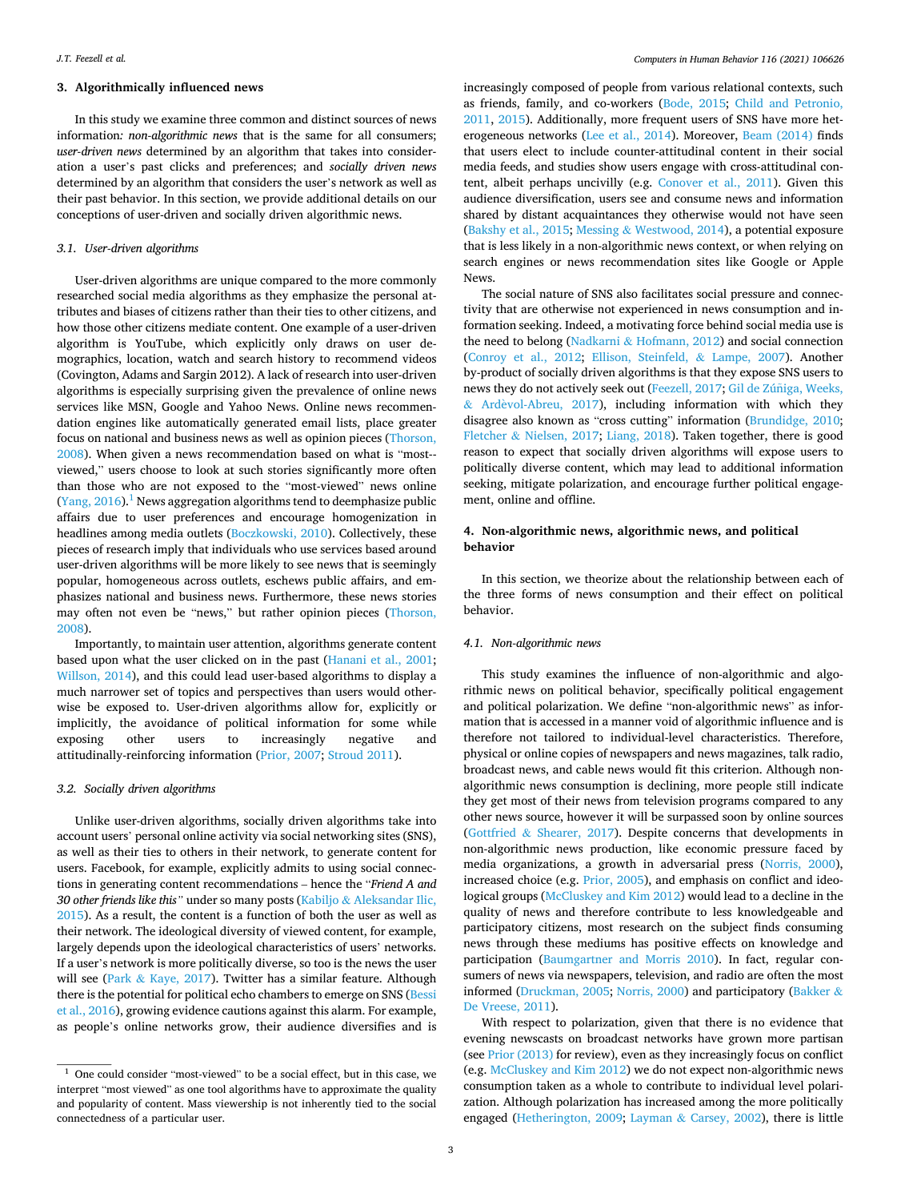## 3. Algorithmically influenced news

In this study we examine three common and distinct sources of news information*: non-algorithmic news* that is the same for all consumers; *user-driven news* determined by an algorithm that takes into consideration a user's past clicks and preferences; and *socially driven news* determined by an algorithm that considers the user's network as well as their past behavior. In this section, we provide additional details on our conceptions of user-driven and socially driven algorithmic news.

### 3.1. User-driven algorithms

User-driven algorithms are unique compared to the more commonly researched social media algorithms as they emphasize the personal attributes and biases of citizens rather than their ties to other citizens, and how those other citizens mediate content. One example of a user-driven algorithm is YouTube, which explicitly only draws on user demographics, location, watch and search history to recommend videos (Covington, Adams and Sargin 2012). A lack of research into user-driven algorithms is especially surprising given the prevalence of online news services like MSN, Google and Yahoo News. Online news recommendation engines like automatically generated email lists, place greater focus on national and business news as well as opinion pieces (Thorson, 2008). When given a news recommendation based on what is "most-viewed," users choose to look at such stories significantly more often than those who are not exposed to the "most-viewed" news online (Yang, 2016).[1] News aggregation algorithms tend to deemphasize public affairs due to user preferences and encourage homogenization in headlines among media outlets (Boczkowski, 2010). Collectively, these pieces of research imply that individuals who use services based around user-driven algorithms will be more likely to see news that is seemingly popular, homogeneous across outlets, eschews public affairs, and emphasizes national and business news. Furthermore, these news stories may often not even be "news," but rather opinion pieces (Thorson, 2008).

Importantly, to maintain user attention, algorithms generate content based upon what the user clicked on in the past (Hanani et al., 2001; Willson, 2014), and this could lead user-based algorithms to display a much narrower set of topics and perspectives than users would otherwise be exposed to. User-driven algorithms allow for, explicitly or implicitly, the avoidance of political information for some while exposing other users to increasingly negative and attitudinally-reinforcing information (Prior, 2007; Stroud 2011).

### 3.2. Socially driven algorithms

Unlike user-driven algorithms, socially driven algorithms take into account users' personal online activity via social networking sites (SNS), as well as their ties to others in their network, to generate content for users. Facebook, for example, explicitly admits to using social connections in generating content recommendations – hence the "*Friend A and 30 other friends like this*" under so many posts (Kabiljo & Aleksandar Ilic, 2015). As a result, the content is a function of both the user as well as their network. The ideological diversity of viewed content, for example, largely depends upon the ideological characteristics of users' networks. If a user's network is more politically diverse, so too is the news the user will see (Park & Kaye, 2017). Twitter has a similar feature. Although there is the potential for political echo chambers to emerge on SNS (Bessi et al., 2016), growing evidence cautions against this alarm. For example, as people's online networks grow, their audience diversifies and is increasingly composed of people from various relational contexts, such as friends, family, and co-workers (Bode, 2015; Child and Petronio, 2011, 2015). Additionally, more frequent users of SNS have more heterogeneous networks (Lee et al., 2014). Moreover, Beam (2014) finds that users elect to include counter-attitudinal content in their social media feeds, and studies show users engage with cross-attitudinal content, albeit perhaps uncivilly (e.g. Conover et al., 2011). Given this audience diversification, users see and consume news and information shared by distant acquaintances they otherwise would not have seen (Bakshy et al., 2015; Messing & Westwood, 2014), a potential exposure that is less likely in a non-algorithmic news context, or when relying on search engines or news recommendation sites like Google or Apple News.

The social nature of SNS also facilitates social pressure and connectivity that are otherwise not experienced in news consumption and information seeking. Indeed, a motivating force behind social media use is the need to belong (Nadkarni & Hofmann, 2012) and social connection (Conroy et al., 2012; Ellison, Steinfeld, & Lampe, 2007). Another by-product of socially driven algorithms is that they expose SNS users to news they do not actively seek out (Feezell, 2017; Gil de Zúñiga, Weeks, & Ardèvol-Abreu, 2017), including information with which they disagree also known as "cross cutting" information (Brundidge, 2010; Fletcher & Nielsen, 2017; Liang, 2018). Taken together, there is good reason to expect that socially driven algorithms will expose users to politically diverse content, which may lead to additional information seeking, mitigate polarization, and encourage further political engagement, online and offline.

## 4. Non-algorithmic news, algorithmic news, and political behavior

In this section, we theorize about the relationship between each of the three forms of news consumption and their effect on political behavior.

### 4.1. Non-algorithmic news

This study examines the influence of non-algorithmic and algorithmic news on political behavior, specifically political engagement and political polarization. We define "non-algorithmic news" as information that is accessed in a manner void of algorithmic influence and is therefore not tailored to individual-level characteristics. Therefore, physical or online copies of newspapers and news magazines, talk radio, broadcast news, and cable news would fit this criterion. Although non-algorithmic news consumption is declining, more people still indicate they get most of their news from television programs compared to any other news source, however it will be surpassed soon by online sources (Gottfried & Shearer, 2017). Despite concerns that developments in non-algorithmic news production, like economic pressure faced by media organizations, a growth in adversarial press (Norris, 2000), increased choice (e.g. Prior, 2005), and emphasis on conflict and ideological groups (McCluskey and Kim 2012) would lead to a decline in the quality of news and therefore contribute to less knowledgeable and participatory citizens, most research on the subject finds consuming news through these mediums has positive effects on knowledge and participation (Baumgartner and Morris 2010). In fact, regular consumers of news via newspapers, television, and radio are often the most informed (Druckman, 2005; Norris, 2000) and participatory (Bakker & De Vreese, 2011).

With respect to polarization, given that there is no evidence that evening newscasts on broadcast networks have grown more partisan (see Prior (2013) for review), even as they increasingly focus on conflict (e.g. McCluskey and Kim 2012) we do not expect non-algorithmic news consumption taken as a whole to contribute to individual level polarization. Although polarization has increased among the more politically engaged (Hetherington, 2009; Layman & Carsey, 2002), there is little

[1] One could consider "most-viewed" to be a social effect, but in this case, we interpret "most viewed" as one tool algorithms have to approximate the quality and popularity of content. Mass viewership is not inherently tied to the social connectedness of a particular user.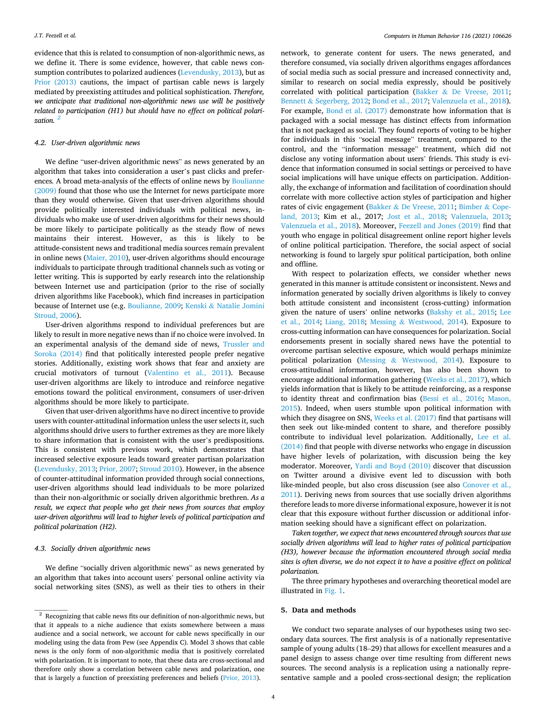evidence that this is related to consumption of non-algorithmic news, as we define it. There is some evidence, however, that cable news consumption contributes to polarized audiences (Levendusky, 2013), but as Prior (2013) cautions, the impact of partisan cable news is largely mediated by preexisting attitudes and political sophistication. *Therefore, we anticipate that traditional non-algorithmic news use will be positively related to participation (H1) but should have no effect on political polarization.* [2]

### 4.2. User-driven algorithmic news

We define "user-driven algorithmic news" as news generated by an algorithm that takes into consideration a user's past clicks and preferences. A broad meta-analysis of the effects of online news by Boulianne (2009) found that those who use the Internet for news participate more than they would otherwise. Given that user-driven algorithms should provide politically interested individuals with political news, individuals who make use of user-driven algorithms for their news should be more likely to participate politically as the steady flow of news maintains their interest. However, as this is likely to be attitude-consistent news and traditional media sources remain prevalent in online news (Maier, 2010), user-driven algorithms should encourage individuals to participate through traditional channels such as voting or letter writing. This is supported by early research into the relationship between Internet use and participation (prior to the rise of socially driven algorithms like Facebook), which find increases in participation because of Internet use (e.g. Boulianne, 2009; Kenski & Natalie Jomini Stroud, 2006).

User-driven algorithms respond to individual preferences but are likely to result in more negative news than if no choice were involved. In an experimental analysis of the demand side of news, Trussler and Soroka (2014) find that politically interested people prefer negative stories. Additionally, existing work shows that fear and anxiety are crucial motivators of turnout (Valentino et al., 2011). Because user-driven algorithms are likely to introduce and reinforce negative emotions toward the political environment, consumers of user-driven algorithms should be more likely to participate.

Given that user-driven algorithms have no direct incentive to provide users with counter-attitudinal information unless the user selects it, such algorithms should drive users to further extremes as they are more likely to share information that is consistent with the user's predispositions. This is consistent with previous work, which demonstrates that increased selective exposure leads toward greater partisan polarization (Levendusky, 2013; Prior, 2007; Stroud 2010). However, in the absence of counter-attitudinal information provided through social connections, user-driven algorithms should lead individuals to be more polarized than their non-algorithmic or socially driven algorithmic brethren. *As a result, we expect that people who get their news from sources that employ user-driven algorithms will lead to higher levels of political participation and political polarization (H2).*

### 4.3. Socially driven algorithmic news

We define "socially driven algorithmic news" as news generated by an algorithm that takes into account users' personal online activity via social networking sites (SNS), as well as their ties to others in their network, to generate content for users. The news generated, and therefore consumed, via socially driven algorithms engages affordances of social media such as social pressure and increased connectivity and, similar to research on social media expressly, should be positively correlated with political participation (Bakker & De Vreese, 2011; Bennett & Segerberg, 2012; Bond et al., 2017; Valenzuela et al., 2018). For example, Bond et al. (2017) demonstrate how information that is packaged with a social message has distinct effects from information that is not packaged as social. They found reports of voting to be higher for individuals in this "social message" treatment, compared to the control, and the "information message" treatment, which did not disclose any voting information about users' friends. This study is evidence that information consumed in social settings or perceived to have social implications will have unique effects on participation. Additionally, the exchange of information and facilitation of coordination should correlate with more collective action styles of participation and higher rates of civic engagement (Bakker & De Vreese, 2011; Bimber & Copeland, 2013; Kim et al., 2017; Jost et al., 2018; Valenzuela, 2013; Valenzuela et al., 2018). Moreover, Feezell and Jones (2019) find that youth who engage in political disagreement online report higher levels of online political participation. Therefore, the social aspect of social networking is found to largely spur political participation, both online and offline.

With respect to polarization effects, we consider whether news generated in this manner is attitude consistent or inconsistent. News and information generated by socially driven algorithms is likely to convey both attitude consistent and inconsistent (cross-cutting) information given the nature of users' online networks (Bakshy et al., 2015; Lee et al., 2014; Liang, 2018; Messing & Westwood, 2014). Exposure to cross-cutting information can have consequences for polarization. Social endorsements present in socially shared news have the potential to overcome partisan selective exposure, which would perhaps minimize political polarization (Messing & Westwood, 2014). Exposure to cross-attitudinal information, however, has also been shown to encourage additional information gathering (Weeks et al., 2017), which yields information that is likely to be attitude reinforcing, as a response to identity threat and confirmation bias (Bessi et al., 2016; Mason, 2015). Indeed, when users stumble upon political information with which they disagree on SNS, Weeks et al. (2017) find that partisans will then seek out like-minded content to share, and therefore possibly contribute to individual level polarization. Additionally, Lee et al. (2014) find that people with diverse networks who engage in discussion have higher levels of polarization, with discussion being the key moderator. Moreover, Yardi and Boyd (2010) discover that discussion on Twitter around a divisive event led to discussion with both like-minded people, but also cross discussion (see also Conover et al., 2011). Deriving news from sources that use socially driven algorithms therefore leads to more diverse informational exposure, however it is not clear that this exposure without further discussion or additional information seeking should have a significant effect on polarization.

*Taken together, we expect that news encountered through sources that use socially driven algorithms will lead to higher rates of political participation (H3), however because the information encountered through social media sites is often diverse, we do not expect it to have a positive effect on political polarization.*

The three primary hypotheses and overarching theoretical model are illustrated in Fig. 1.

## 5. Data and methods

We conduct two separate analyses of our hypotheses using two secondary data sources. The first analysis is of a nationally representative sample of young adults (18–29) that allows for excellent measures and a panel design to assess change over time resulting from different news sources. The second analysis is a replication using a nationally representative sample and a pooled cross-sectional design; the replication

---

[2] Recognizing that cable news fits our definition of non-algorithmic news, but that it appeals to a niche audience that exists somewhere between a mass audience and a social network, we account for cable news specifically in our modeling using the data from Pew (see Appendix C). Model 3 shows that cable news is the only form of non-algorithmic media that is positively correlated with polarization. It is important to note, that these data are cross-sectional and therefore only show a correlation between cable news and polarization, one that is largely a function of preexisting preferences and beliefs (Prior, 2013).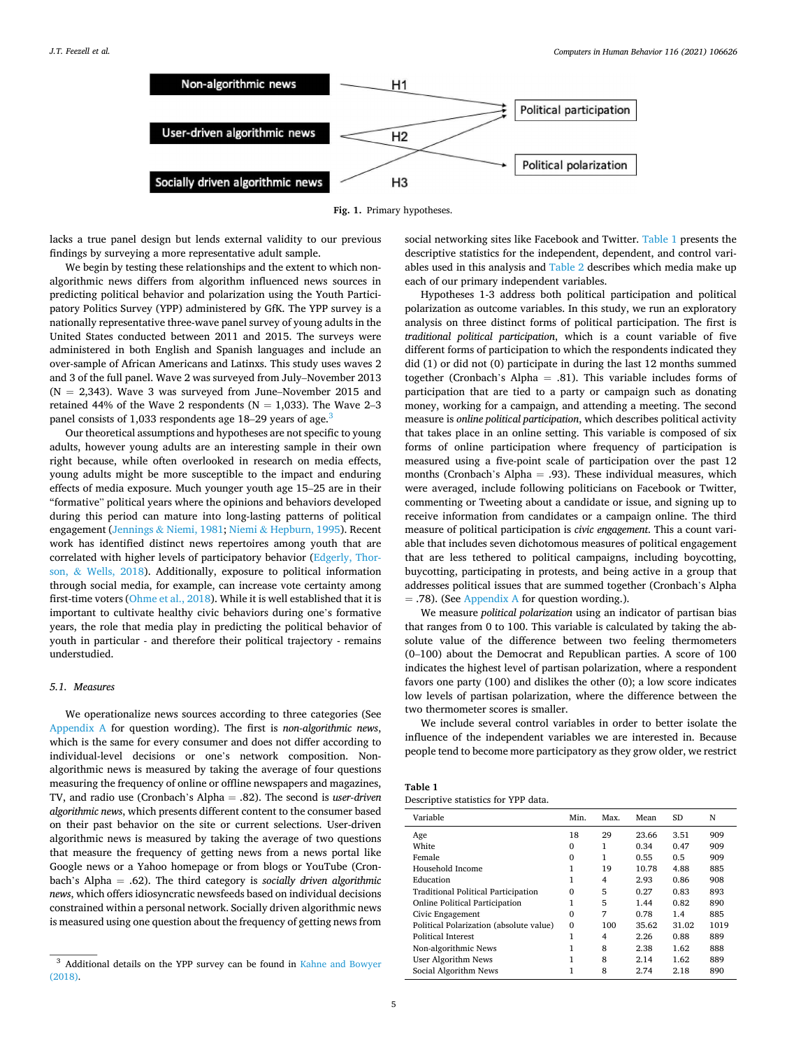Non-algorithmic news

User-driven algorithmic news

Socially driven algorithmic news

H1

H2

H3

Political participation

Political polarization

**Fig. 1.** Primary hypotheses.

lacks a true panel design but lends external validity to our previous findings by surveying a more representative adult sample.

We begin by testing these relationships and the extent to which non-algorithmic news differs from algorithm influenced news sources in predicting political behavior and polarization using the Youth Participatory Politics Survey (YPP) administered by GfK. The YPP survey is a nationally representative three-wave panel survey of young adults in the United States conducted between 2011 and 2015. The surveys were administered in both English and Spanish languages and include an over-sample of African Americans and Latinxs. This study uses waves 2 and 3 of the full panel. Wave 2 was surveyed from July–November 2013 (N = 2,343). Wave 3 was surveyed from June–November 2015 and retained 44% of the Wave 2 respondents (N = 1,033). The Wave 2–3 panel consists of 1,033 respondents age 18–29 years of age.[3]

Our theoretical assumptions and hypotheses are not specific to young adults, however young adults are an interesting sample in their own right because, while often overlooked in research on media effects, young adults might be more susceptible to the impact and enduring effects of media exposure. Much younger youth age 15–25 are in their "formative" political years where the opinions and behaviors developed during this period can mature into long-lasting patterns of political engagement (Jennings & Niemi, 1981; Niemi & Hepburn, 1995). Recent work has identified distinct news repertoires among youth that are correlated with higher levels of participatory behavior (Edgerly, Thorson, & Wells, 2018). Additionally, exposure to political information through social media, for example, can increase vote certainty among first-time voters (Ohme et al., 2018). While it is well established that it is important to cultivate healthy civic behaviors during one's formative years, the role that media play in predicting the political behavior of youth in particular - and therefore their political trajectory - remains understudied.

### 5.1. Measures

We operationalize news sources according to three categories (See Appendix A for question wording). The first is *non-algorithmic news*, which is the same for every consumer and does not differ according to individual-level decisions or one's network composition. Non-algorithmic news is measured by taking the average of four questions measuring the frequency of online or offline newspapers and magazines, TV, and radio use (Cronbach's Alpha = .82). The second is *user-driven algorithmic news*, which presents different content to the consumer based on their past behavior on the site or current selections. User-driven algorithmic news is measured by taking the average of two questions that measure the frequency of getting news from a news portal like Google news or a Yahoo homepage or from blogs or YouTube (Cronbach's Alpha = .62). The third category is *socially driven algorithmic news*, which offers idiosyncratic newsfeeds based on individual decisions constrained within a personal network. Socially driven algorithmic news is measured using one question about the frequency of getting news from social networking sites like Facebook and Twitter. Table 1 presents the descriptive statistics for the independent, dependent, and control variables used in this analysis and Table 2 describes which media make up each of our primary independent variables.

Hypotheses 1-3 address both political participation and political polarization as outcome variables. In this study, we run an exploratory analysis on three distinct forms of political participation. The first is *traditional political participation*, which is a count variable of five different forms of participation to which the respondents indicated they did (1) or did not (0) participate in during the last 12 months summed together (Cronbach's Alpha = .81). This variable includes forms of participation that are tied to a party or campaign such as donating money, working for a campaign, and attending a meeting. The second measure is *online political participation*, which describes political activity that takes place in an online setting. This variable is composed of six forms of online participation where frequency of participation is measured using a five-point scale of participation over the past 12 months (Cronbach's Alpha = .93). These individual measures, which were averaged, include following politicians on Facebook or Twitter, commenting or Tweeting about a candidate or issue, and signing up to receive information from candidates or a campaign online. The third measure of political participation is *civic engagement*. This a count variable that includes seven dichotomous measures of political engagement that are less tethered to political campaigns, including boycotting, buycotting, participating in protests, and being active in a group that addresses political issues that are summed together (Cronbach's Alpha = .78). (See Appendix A for question wording.).

We measure *political polarization* using an indicator of partisan bias that ranges from 0 to 100. This variable is calculated by taking the absolute value of the difference between two feeling thermometers (0–100) about the Democrat and Republican parties. A score of 100 indicates the highest level of partisan polarization, where a respondent favors one party (100) and dislikes the other (0); a low score indicates low levels of partisan polarization, where the difference between the two thermometer scores is smaller.

We include several control variables in order to better isolate the influence of the independent variables we are interested in. Because people tend to become more participatory as they grow older, we restrict

**Table 1**
Descriptive statistics for YPP data.

| Variable | Min. | Max. | Mean | SD | N |
|---|---|---|---|---|---|
| Age | 18 | 29 | 23.66 | 3.51 | 909 |
| White | 0 | 1 | 0.34 | 0.47 | 909 |
| Female | 0 | 1 | 0.55 | 0.5 | 909 |
| Household Income | 1 | 19 | 10.78 | 4.88 | 885 |
| Education | 1 | 4 | 2.93 | 0.86 | 908 |
| Traditional Political Participation | 0 | 5 | 0.27 | 0.83 | 893 |
| Online Political Participation | 1 | 5 | 1.44 | 0.82 | 890 |
| Civic Engagement | 0 | 7 | 0.78 | 1.4 | 885 |
| Political Polarization (absolute value) | 0 | 100 | 35.62 | 31.02 | 1019 |
| Political Interest | 1 | 4 | 2.26 | 0.88 | 889 |
| Non-algorithmic News | 1 | 8 | 2.38 | 1.62 | 888 |
| User Algorithm News | 1 | 8 | 2.14 | 1.62 | 889 |
| Social Algorithm News | 1 | 8 | 2.74 | 2.18 | 890 |

[3] Additional details on the YPP survey can be found in Kahne and Bowyer (2018).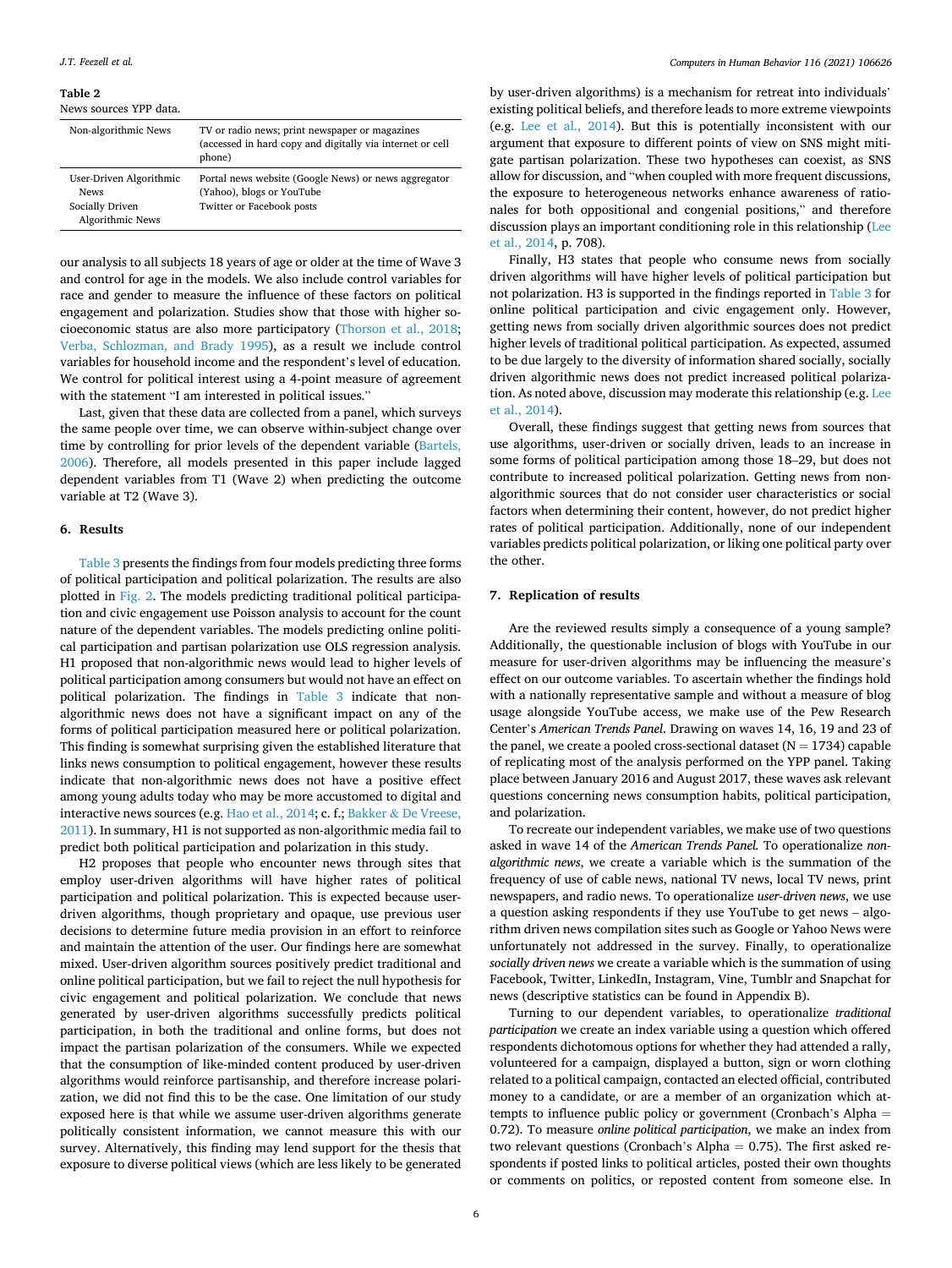**Table 2**

News sources YPP data.

| | |
|---|---|
| Non-algorithmic News | TV or radio news; print newspaper or magazines (accessed in hard copy and digitally via internet or cell phone) |
| User-Driven Algorithmic News | Portal news website (Google News) or news aggregator (Yahoo), blogs or YouTube |
| Socially Driven Algorithmic News | Twitter or Facebook posts |

our analysis to all subjects 18 years of age or older at the time of Wave 3 and control for age in the models. We also include control variables for race and gender to measure the influence of these factors on political engagement and polarization. Studies show that those with higher socioeconomic status are also more participatory (Thorson et al., 2018; Verba, Schlozman, and Brady 1995), as a result we include control variables for household income and the respondent's level of education. We control for political interest using a 4-point measure of agreement with the statement "I am interested in political issues."

Last, given that these data are collected from a panel, which surveys the same people over time, we can observe within-subject change over time by controlling for prior levels of the dependent variable (Bartels, 2006). Therefore, all models presented in this paper include lagged dependent variables from T1 (Wave 2) when predicting the outcome variable at T2 (Wave 3).

## 6. Results

Table 3 presents the findings from four models predicting three forms of political participation and political polarization. The results are also plotted in Fig. 2. The models predicting traditional political participation and civic engagement use Poisson analysis to account for the count nature of the dependent variables. The models predicting online political participation and partisan polarization use OLS regression analysis. H1 proposed that non-algorithmic news would lead to higher levels of political participation among consumers but would not have an effect on political polarization. The findings in Table 3 indicate that non-algorithmic news does not have a significant impact on any of the forms of political participation measured here or political polarization. This finding is somewhat surprising given the established literature that links news consumption to political engagement, however these results indicate that non-algorithmic news does not have a positive effect among young adults today who may be more accustomed to digital and interactive news sources (e.g. Hao et al., 2014; c. f.; Bakker & De Vreese, 2011). In summary, H1 is not supported as non-algorithmic media fail to predict both political participation and polarization in this study.

H2 proposes that people who encounter news through sites that employ user-driven algorithms will have higher rates of political participation and political polarization. This is expected because user-driven algorithms, though proprietary and opaque, use previous user decisions to determine future media provision in an effort to reinforce and maintain the attention of the user. Our findings here are somewhat mixed. User-driven algorithm sources positively predict traditional and online political participation, but we fail to reject the null hypothesis for civic engagement and political polarization. We conclude that news generated by user-driven algorithms successfully predicts political participation, in both the traditional and online forms, but does not impact the partisan polarization of the consumers. While we expected that the consumption of like-minded content produced by user-driven algorithms would reinforce partisanship, and therefore increase polarization, we did not find this to be the case. One limitation of our study exposed here is that while we assume user-driven algorithms generate politically consistent information, we cannot measure this with our survey. Alternatively, this finding may lend support for the thesis that exposure to diverse political views (which are less likely to be generated by user-driven algorithms) is a mechanism for retreat into individuals' existing political beliefs, and therefore leads to more extreme viewpoints (e.g. Lee et al., 2014). But this is potentially inconsistent with our argument that exposure to different points of view on SNS might mitigate partisan polarization. These two hypotheses can coexist, as SNS allow for discussion, and "when coupled with more frequent discussions, the exposure to heterogeneous networks enhance awareness of rationales for both oppositional and congenial positions," and therefore discussion plays an important conditioning role in this relationship (Lee et al., 2014, p. 708).

Finally, H3 states that people who consume news from socially driven algorithms will have higher levels of political participation but not polarization. H3 is supported in the findings reported in Table 3 for online political participation and civic engagement only. However, getting news from socially driven algorithmic sources does not predict higher levels of traditional political participation. As expected, assumed to be due largely to the diversity of information shared socially, socially driven algorithmic news does not predict increased political polarization. As noted above, discussion may moderate this relationship (e.g. Lee et al., 2014).

Overall, these findings suggest that getting news from sources that use algorithms, user-driven or socially driven, leads to an increase in some forms of political participation among those 18–29, but does not contribute to increased political polarization. Getting news from non-algorithmic sources that do not consider user characteristics or social factors when determining their content, however, do not predict higher rates of political participation. Additionally, none of our independent variables predicts political polarization, or liking one political party over the other.

## 7. Replication of results

Are the reviewed results simply a consequence of a young sample? Additionally, the questionable inclusion of blogs with YouTube in our measure for user-driven algorithms may be influencing the measure's effect on our outcome variables. To ascertain whether the findings hold with a nationally representative sample and without a measure of blog usage alongside YouTube access, we make use of the Pew Research Center's *American Trends Panel*. Drawing on waves 14, 16, 19 and 23 of the panel, we create a pooled cross-sectional dataset (N = 1734) capable of replicating most of the analysis performed on the YPP panel. Taking place between January 2016 and August 2017, these waves ask relevant questions concerning news consumption habits, political participation, and polarization.

To recreate our independent variables, we make use of two questions asked in wave 14 of the *American Trends Panel.* To operationalize *non-algorithmic news*, we create a variable which is the summation of the frequency of use of cable news, national TV news, local TV news, print newspapers, and radio news. To operationalize *user-driven news*, we use a question asking respondents if they use YouTube to get news – algorithm driven news compilation sites such as Google or Yahoo News were unfortunately not addressed in the survey. Finally, to operationalize *socially driven news* we create a variable which is the summation of using Facebook, Twitter, LinkedIn, Instagram, Vine, Tumblr and Snapchat for news (descriptive statistics can be found in Appendix B).

Turning to our dependent variables, to operationalize *traditional participation* we create an index variable using a question which offered respondents dichotomous options for whether they had attended a rally, volunteered for a campaign, displayed a button, sign or worn clothing related to a political campaign, contacted an elected official, contributed money to a candidate, or are a member of an organization which attempts to influence public policy or government (Cronbach's Alpha = 0.72). To measure *online political participation*, we make an index from two relevant questions (Cronbach's Alpha = 0.75). The first asked respondents if posted links to political articles, posted their own thoughts or comments on politics, or reposted content from someone else. In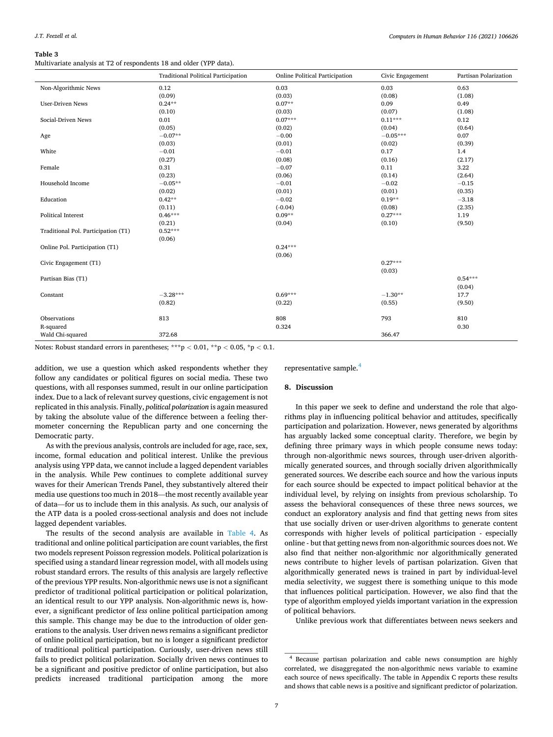**Table 3**
Multivariate analysis at T2 of respondents 18 and older (YPP data).

| | Traditional Political Participation | Online Political Participation | Civic Engagement | Partisan Polarization |
|---|---|---|---|---|
| Non-Algorithmic News | 0.12 | 0.03 | 0.03 | 0.63 |
| | (0.09) | (0.03) | (0.08) | (1.08) |
| User-Driven News | 0.24** | 0.07** | 0.09 | 0.49 |
| | (0.10) | (0.03) | (0.07) | (1.08) |
| Social-Driven News | 0.01 | 0.07*** | 0.11*** | 0.12 |
| | (0.05) | (0.02) | (0.04) | (0.64) |
| Age | −0.07** | −0.00 | −0.05*** | 0.07 |
| | (0.03) | (0.01) | (0.02) | (0.39) |
| White | −0.01 | −0.01 | 0.17 | 1.4 |
| | (0.27) | (0.08) | (0.16) | (2.17) |
| Female | 0.31 | −0.07 | 0.11 | 3.22 |
| | (0.23) | (0.06) | (0.14) | (2.64) |
| Household Income | −0.05** | −0.01 | −0.02 | −0.15 |
| | (0.02) | (0.01) | (0.01) | (0.35) |
| Education | 0.42** | −0.02 | 0.19** | −3.18 |
| | (0.11) | (-0.04) | (0.08) | (2.35) |
| Political Interest | 0.46*** | 0.09** | 0.27*** | 1.19 |
| | (0.21) | (0.04) | (0.10) | (9.50) |
| Traditional Pol. Participation (T1) | 0.52*** | | | |
| | (0.06) | | | |
| Online Pol. Participation (T1) | | 0.24*** | | |
| | | (0.06) | | |
| Civic Engagement (T1) | | | 0.27*** | |
| | | | (0.03) | |
| Partisan Bias (T1) | | | | 0.54*** |
| | | | | (0.04) |
| Constant | −3.28*** | 0.69*** | −1.30** | 17.7 |
| | (0.82) | (0.22) | (0.55) | (9.50) |
| Observations | 813 | 808 | 793 | 810 |
| R-squared | | 0.324 | | 0.30 |
| Wald Chi-squared | 372.68 | | 366.47 | |

Notes: Robust standard errors in parentheses; ***$p < 0.01$, **$p < 0.05$, *$p < 0.1$.

addition, we use a question which asked respondents whether they follow any candidates or political figures on social media. These two questions, with all responses summed, result in our online participation index. Due to a lack of relevant survey questions, civic engagement is not replicated in this analysis. Finally, *political polarization* is again measured by taking the absolute value of the difference between a feeling thermometer concerning the Republican party and one concerning the Democratic party.

As with the previous analysis, controls are included for age, race, sex, income, formal education and political interest. Unlike the previous analysis using YPP data, we cannot include a lagged dependent variables in the analysis. While Pew continues to complete additional survey waves for their American Trends Panel, they substantively altered their media use questions too much in 2018—the most recently available year of data—for us to include them in this analysis. As such, our analysis of the ATP data is a pooled cross-sectional analysis and does not include lagged dependent variables.

The results of the second analysis are available in Table 4. As traditional and online political participation are count variables, the first two models represent Poisson regression models. Political polarization is specified using a standard linear regression model, with all models using robust standard errors. The results of this analysis are largely reflective of the previous YPP results. Non-algorithmic news use is not a significant predictor of traditional political participation or political polarization, an identical result to our YPP analysis. Non-algorithmic news is, however, a significant predictor of *less* online political participation among this sample. This change may be due to the introduction of older generations to the analysis. User driven news remains a significant predictor of online political participation, but no is longer a significant predictor of traditional political participation. Curiously, user-driven news still fails to predict political polarization. Socially driven news continues to be a significant and positive predictor of online participation, but also predicts increased traditional participation among the more representative sample.[4]

## 8. Discussion

In this paper we seek to define and understand the role that algorithms play in influencing political behavior and attitudes, specifically participation and polarization. However, news generated by algorithms has arguably lacked some conceptual clarity. Therefore, we begin by defining three primary ways in which people consume news today: through non-algorithmic news sources, through user-driven algorithmically generated sources, and through socially driven algorithmically generated sources. We describe each source and how the various inputs for each source should be expected to impact political behavior at the individual level, by relying on insights from previous scholarship. To assess the behavioral consequences of these three news sources, we conduct an exploratory analysis and find that getting news from sites that use socially driven or user-driven algorithms to generate content corresponds with higher levels of political participation - especially online - but that getting news from non-algorithmic sources does not. We also find that neither non-algorithmic nor algorithmically generated news contribute to higher levels of partisan polarization. Given that algorithmically generated news is trained in part by individual-level media selectivity, we suggest there is something unique to this mode that influences political participation. However, we also find that the type of algorithm employed yields important variation in the expression of political behaviors.

Unlike previous work that differentiates between news seekers and

[4] Because partisan polarization and cable news consumption are highly correlated, we disaggregated the non-algorithmic news variable to examine each source of news specifically. The table in Appendix C reports these results and shows that cable news is a positive and significant predictor of polarization.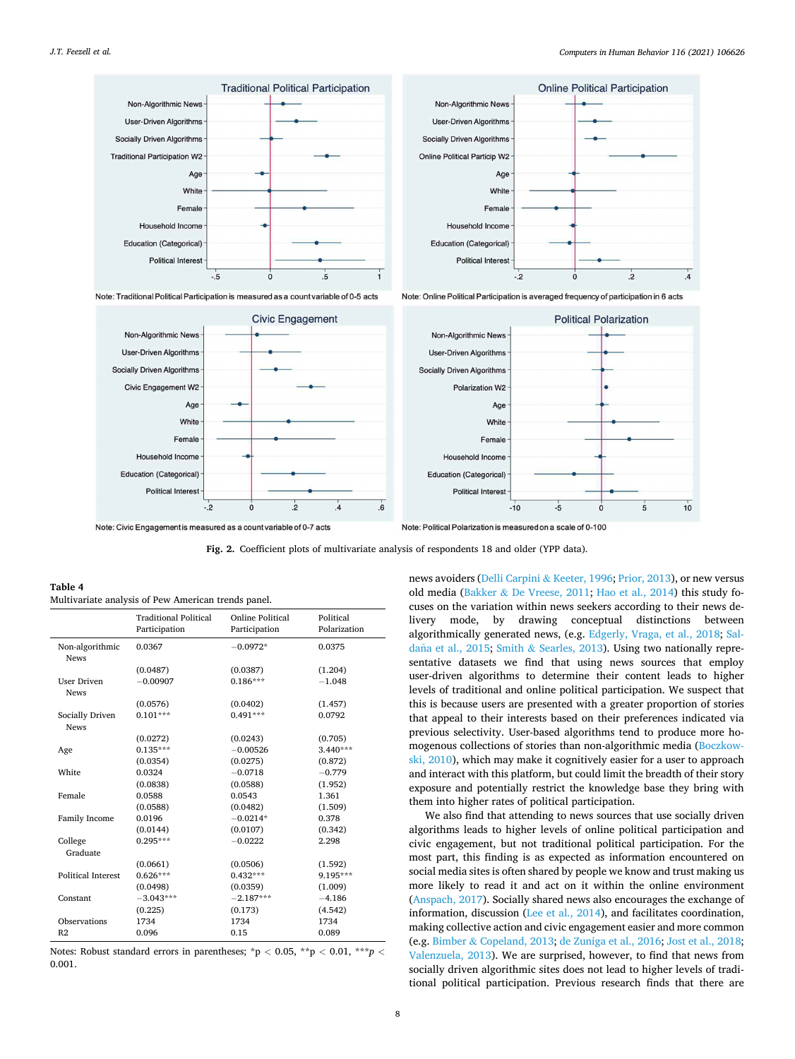Note: Traditional Political Participation is measured as a count variable of 0-5 acts

Note: Online Political Participation is averaged frequency of participation in 6 acts

Note: Civic Engagement is measured as a count variable of 0-7 acts

Note: Political Polarization is measured on a scale of 0-100

**Fig. 2.** Coefficient plots of multivariate analysis of respondents 18 and older (YPP data).

**Table 4**
Multivariate analysis of Pew American trends panel.

| | Traditional Political Participation | Online Political Participation | Political Polarization |
|---|---|---|---|
| Non-algorithmic News | 0.0367 | −0.0972* | 0.0375 |
| | (0.0487) | (0.0387) | (1.204) |
| User Driven News | −0.00907 | 0.186*** | −1.048 |
| | (0.0576) | (0.0402) | (1.457) |
| Socially Driven News | 0.101*** | 0.491*** | 0.0792 |
| | (0.0272) | (0.0243) | (0.705) |
| Age | 0.135*** | −0.00526 | 3.440*** |
| | (0.0354) | (0.0275) | (0.872) |
| White | 0.0324 | −0.0718 | −0.779 |
| | (0.0838) | (0.0588) | (1.952) |
| Female | 0.0588 | 0.0543 | 1.361 |
| | (0.0588) | (0.0482) | (1.509) |
| Family Income | 0.0196 | −0.0214* | 0.378 |
| | (0.0144) | (0.0107) | (0.342) |
| College Graduate | 0.295*** | −0.0222 | 2.298 |
| | (0.0661) | (0.0506) | (1.592) |
| Political Interest | 0.626*** | 0.432*** | 9.195*** |
| | (0.0498) | (0.0359) | (1.009) |
| Constant | −3.043*** | −2.187*** | −4.186 |
| | (0.225) | (0.173) | (4.542) |
| Observations | 1734 | 1734 | 1734 |
| R2 | 0.096 | 0.15 | 0.089 |

Notes: Robust standard errors in parentheses; *p < 0.05, **p < 0.01, ***p < 0.001.

news avoiders (Delli Carpini & Keeter, 1996; Prior, 2013), or new versus old media (Bakker & De Vreese, 2011; Hao et al., 2014) this study focuses on the variation within news seekers according to their news delivery mode, by drawing conceptual distinctions between algorithmically generated news, (e.g. Edgerly, Vraga, et al., 2018; Saldaña et al., 2015; Smith & Searles, 2013). Using two nationally representative datasets we find that using news sources that employ user-driven algorithms to determine their content leads to higher levels of traditional and online political participation. We suspect that this is because users are presented with a greater proportion of stories that appeal to their interests based on their preferences indicated via previous selectivity. User-based algorithms tend to produce more homogenous collections of stories than non-algorithmic media (Boczkowski, 2010), which may make it cognitively easier for a user to approach and interact with this platform, but could limit the breadth of their story exposure and potentially restrict the knowledge base they bring with them into higher rates of political participation.

We also find that attending to news sources that use socially driven algorithms leads to higher levels of online political participation and civic engagement, but not traditional political participation. For the most part, this finding is as expected as information encountered on social media sites is often shared by people we know and trust making us more likely to read it and act on it within the online environment (Anspach, 2017). Socially shared news also encourages the exchange of information, discussion (Lee et al., 2014), and facilitates coordination, making collective action and civic engagement easier and more common (e.g. Bimber & Copeland, 2013; de Zuniga et al., 2016; Jost et al., 2018; Valenzuela, 2013). We are surprised, however, to find that news from socially driven algorithmic sites does not lead to higher levels of traditional political participation. Previous research finds that there are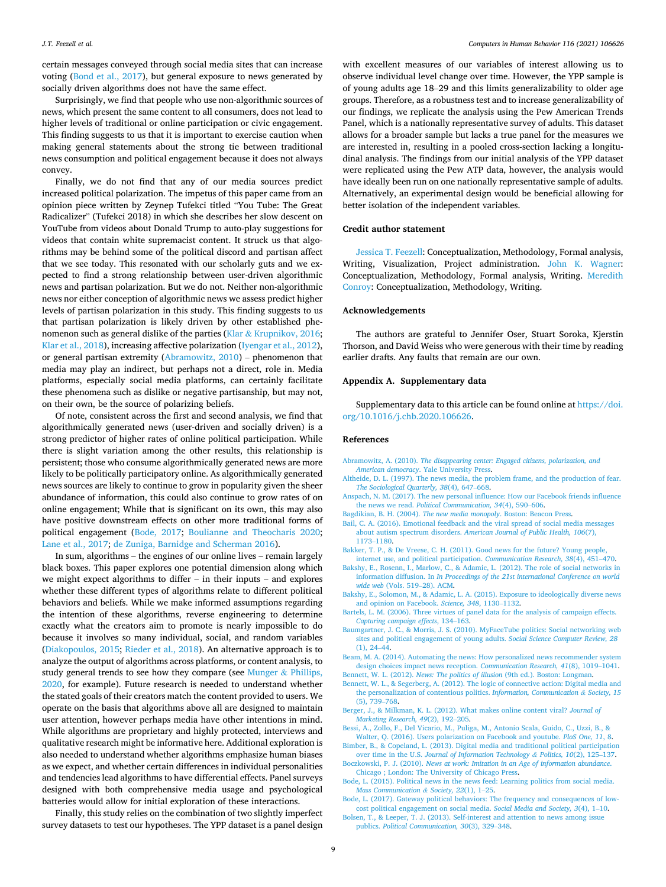certain messages conveyed through social media sites that can increase voting (Bond et al., 2017), but general exposure to news generated by socially driven algorithms does not have the same effect.

Surprisingly, we find that people who use non-algorithmic sources of news, which present the same content to all consumers, does not lead to higher levels of traditional or online participation or civic engagement. This finding suggests to us that it is important to exercise caution when making general statements about the strong tie between traditional news consumption and political engagement because it does not always convey.

Finally, we do not find that any of our media sources predict increased political polarization. The impetus of this paper came from an opinion piece written by Zeynep Tufekci titled "You Tube: The Great Radicalizer" (Tufekci 2018) in which she describes her slow descent on YouTube from videos about Donald Trump to auto-play suggestions for videos that contain white supremacist content. It struck us that algorithms may be behind some of the political discord and partisan affect that we see today. This resonated with our scholarly guts and we expected to find a strong relationship between user-driven algorithmic news and partisan polarization. But we do not. Neither non-algorithmic news nor either conception of algorithmic news we assess predict higher levels of partisan polarization in this study. This finding suggests to us that partisan polarization is likely driven by other established phenomenon such as general dislike of the parties (Klar & Krupnikov, 2016; Klar et al., 2018), increasing affective polarization (Iyengar et al., 2012), or general partisan extremity (Abramowitz, 2010) – phenomenon that media may play an indirect, but perhaps not a direct, role in. Media platforms, especially social media platforms, can certainly facilitate these phenomena such as dislike or negative partisanship, but may not, on their own, be the source of polarizing beliefs.

Of note, consistent across the first and second analysis, we find that algorithmically generated news (user-driven and socially driven) is a strong predictor of higher rates of online political participation. While there is slight variation among the other results, this relationship is persistent; those who consume algorithmically generated news are more likely to be politically participatory online. As algorithmically generated news sources are likely to continue to grow in popularity given the sheer abundance of information, this could also continue to grow rates of on online engagement; While that is significant on its own, this may also have positive downstream effects on other more traditional forms of political engagement (Bode, 2017; Boulianne and Theocharis 2020; Lane et al., 2017; de Zuniga, Barnidge and Scherman 2016).

In sum, algorithms – the engines of our online lives – remain largely black boxes. This paper explores one potential dimension along which we might expect algorithms to differ – in their inputs – and explores whether these different types of algorithms relate to different political behaviors and beliefs. While we make informed assumptions regarding the intention of these algorithms, reverse engineering to determine exactly what the creators aim to promote is nearly impossible to do because it involves so many individual, social, and random variables (Diakopoulos, 2015; Rieder et al., 2018). An alternative approach is to analyze the output of algorithms across platforms, or content analysis, to study general trends to see how they compare (see Munger & Phillips, 2020, for example). Future research is needed to understand whether the stated goals of their creators match the content provided to users. We operate on the basis that algorithms above all are designed to maintain user attention, however perhaps media have other intentions in mind. While algorithms are proprietary and highly protected, interviews and qualitative research might be informative here. Additional exploration is also needed to understand whether algorithms emphasize human biases as we expect, and whether certain differences in individual personalities and tendencies lead algorithms to have differential effects. Panel surveys designed with both comprehensive media usage and psychological batteries would allow for initial exploration of these interactions.

Finally, this study relies on the combination of two slightly imperfect survey datasets to test our hypotheses. The YPP dataset is a panel design with excellent measures of our variables of interest allowing us to observe individual level change over time. However, the YPP sample is of young adults age 18–29 and this limits generalizability to older age groups. Therefore, as a robustness test and to increase generalizability of our findings, we replicate the analysis using the Pew American Trends Panel, which is a nationally representative survey of adults. This dataset allows for a broader sample but lacks a true panel for the measures we are interested in, resulting in a pooled cross-section lacking a longitudinal analysis. The findings from our initial analysis of the YPP dataset were replicated using the Pew ATP data, however, the analysis would have ideally been run on one nationally representative sample of adults. Alternatively, an experimental design would be beneficial allowing for better isolation of the independent variables.

## Credit author statement

Jessica T. Feezell: Conceptualization, Methodology, Formal analysis, Writing, Visualization, Project administration. John K. Wagner: Conceptualization, Methodology, Formal analysis, Writing. Meredith Conroy: Conceptualization, Methodology, Writing.

## Acknowledgements

The authors are grateful to Jennifer Oser, Stuart Soroka, Kjerstin Thorson, and David Weiss who were generous with their time by reading earlier drafts. Any faults that remain are our own.

## Appendix A. Supplementary data

Supplementary data to this article can be found online at https://doi.org/10.1016/j.chb.2020.106626.

## References

Abramowitz, A. (2010). *The disappearing center: Engaged citizens, polarization, and American democracy*. Yale University Press.

Altheide, D. L. (1997). The news media, the problem frame, and the production of fear. *The Sociological Quarterly, 38*(4), 647–668.

Anspach, N. M. (2017). The new personal influence: How our Facebook friends influence the news we read. *Political Communication, 34*(4), 590–606.

Bagdikian, B. H. (2004). *The new media monopoly*. Boston: Beacon Press.

Bail, C. A. (2016). Emotional feedback and the viral spread of social media messages about autism spectrum disorders. *American Journal of Public Health, 106*(7), 1173–1180.

Bakker, T. P., & De Vreese, C. H. (2011). Good news for the future? Young people, internet use, and political participation. *Communication Research, 38*(4), 451–470.

Bakshy, E., Rosenn, I., Marlow, C., & Adamic, L. (2012). The role of social networks in information diffusion. In *In Proceedings of the 21st international Conference on world wide web* (Vols. 519–28). ACM.

Bakshy, E., Solomon, M., & Adamic, L. A. (2015). Exposure to ideologically diverse news and opinion on Facebook. *Science, 348*, 1130–1132.

Bartels, L. M. (2006). Three virtues of panel data for the analysis of campaign effects. *Capturing campaign effects*, 134–163.

Baumgartner, J. C., & Morris, J. S. (2010). MyFaceTube politics: Social networking web sites and political engagement of young adults. *Social Science Computer Review, 28* (1), 24–44.

Beam, M. A. (2014). Automating the news: How personalized news recommender system design choices impact news reception. *Communication Research, 41*(8), 1019–1041.

Bennett, W. L. (2012). *News: The politics of illusion* (9th ed.). Boston: Longman.

Bennett, W. L., & Segerberg, A. (2012). The logic of connective action: Digital media and the personalization of contentious politics. *Information, Communication & Society, 15* (5), 739–768.

Berger, J., & Milkman, K. L. (2012). What makes online content viral? *Journal of Marketing Research, 49*(2), 192–205.

Bessi, A., Zollo, F., Del Vicario, M., Puliga, M., Antonio Scala, Guido, C., Uzzi, B., & Walter, Q. (2016). Users polarization on Facebook and youtube. *PloS One, 11*, 8.

Bimber, B., & Copeland, L. (2013). Digital media and traditional political participation over time in the U.S. *Journal of Information Technology & Politics, 10*(2), 125–137.

Boczkowski, P. J. (2010). *News at work: Imitation in an Age of information abundance*. Chicago ; London: The University of Chicago Press.

Bode, L. (2015). Political news in the news feed: Learning politics from social media. *Mass Communication & Society, 22*(1), 1–25.

Bode, L. (2017). Gateway political behaviors: The frequency and consequences of low-cost political engagement on social media. *Social Media and Society, 3*(4), 1–10.

Bolsen, T., & Leeper, T. J. (2013). Self-interest and attention to news among issue publics. *Political Communication, 30*(3), 329–348.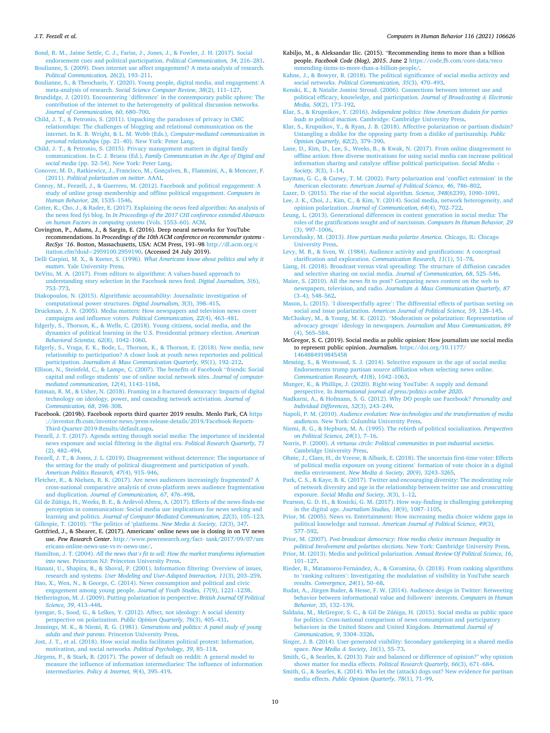Bond, R. M., Jaime Settle, C. J., Fariss, J., Jones, J., & Fowler, J. H. (2017). Social endorsement cues and political participation. *Political Communication, 34*, 216–281.

Boulianne, S. (2009). Does internet use affect engagement? A meta-analysis of research. *Political Communication, 26*(2), 193–211.

Boulianne, S., & Theocharis, Y. (2020). Young people, digital media, and engagement: A meta-analysis of research. *Social Science Computer Review, 38*(2), 111–127.

Brundidge, J. (2010). Encountering `difference' in the contemporary public sphere: The contribution of the internet to the heterogeneity of political discussion networks. *Journal of Communication, 60*, 680–700.

Child, J. T., & Petronio, S. (2011). Unpacking the paradoxes of privacy in CMC relationships: The challenges of blogging and relational communication on the internet. In K. B. Wright, & L. M. Webb (Eds.), *Computer-mediated communication in personal relationships* (pp. 21–40). New York: Peter Lang.

Child, J. T., & Petronio, S. (2015). Privacy management matters in digital family communication. In C. J. Bruess (Ed.), *Family Communication in the Age of Digital and social media* (pp. 32–54). New York: Peter Lang.

Conover, M. D., Ratkiewicz, J., Francisco, M., Gonçalves, B., Flammini, A., & Menczer, F. (2011). *Political polarization on twitter*. AAAI.

Conroy, M., Feezell, J., & Guerrero, M. (2012). Facebook and political engagement: A study of online group membership and offline political engagement. *Computers in Human Behavior, 28*, 1535–1546.

Cotter, K., Cho, J., & Rader, E. (2017). Explaining the news feed algorithm: An analysis of the news feed fyi blog. In *In Proceedings of the 2017 CHI conference extended Abstracts on human Factors in computing systems* (Vols. 1553–60). ACM.

Covington, P., Adams, J., & Sargin, E. (2016). Deep neural networks for YouTube recommendations. In *Proceedings of the 10th ACM conference on recommender systems - RecSys '16*. Boston, Massachusetts, USA: ACM Press, 191–98 http://dl.acm.org/citation.cfm?doid=2959100.2959190. (Accessed 24 July 2019).

Delli Carpini, M. X., & Keeter, S. (1996). *What Americans know about politics and why it matters*. Yale University Press.

DeVito, M. A. (2017). From editors to algorithms: A values-based approach to understanding story selection in the Facebook news feed. *Digital Journalism, 5*(6), 753–773.

Diakopoulos, N. (2015). Algorithmic accountability: Journalistic investigation of computational power structures. *Digital Journalism, 3*(3), 398–415.

Druckman, J. N. (2005). Media matters: How newspapers and television news cover campaigns and influence voters. *Political Communication, 22*(4), 463–481.

Edgerly, S., Thorson, K., & Wells, C. (2018). Young citizens, social media, and the dynamics of political learning in the U.S. Presidential primary election. *American Behavioral Scientist, 62*(8), 1042–1060.

Edgerly, S., Vraga, E. K., Bode, L., Thorson, K., & Thorson, E. (2018). New media, new relationship to participation? A closer look at youth news repertories and political participation. *Journalism & Mass Communication Quarterly, 95*(1), 192–212.

Ellison, N., Steinfeld, C., & Lampe, C. (2007). The benefits of Facebook "friends: Social capital and college students' use of online social network sites. *Journal of computer-mediated communication, 12*(4), 1143–1168.

Entman, R. M., & Usher, N. (2018). Framing in a fractured democracy: Impacts of digital technology on ideology, power, and cascading network activation. *Journal of Communication, 68*, 298–308.

Facebook. (2019b). Facebook reports third quarter 2019 results. Menlo Park, CA https://investor.fb.com/investor-news/press-release-details/2019/Facebook-Reports-Third-Quarter-2019-Results/default.aspx.

Feezell, J. T. (2017). Agenda setting through social media: The importance of incidental news exposure and social filtering in the digital era. *Political Research Quarterly, 71*(2), 482–494.

Feezell, J. T., & Jones, J. L. (2019). Disagreement without deterrence: The importance of the setting for the study of political disagreement and participation of youth. *American Politics Research, 47*(4), 915–946.

Fletcher, R., & Nielsen, R. K. (2017). Are news audiences increasingly fragmented? A cross-national comparative analysis of cross-platform news audience fragmentation and duplication. *Journal of Communication, 67*, 476–498.

Gil de Zúñiga, H., Weeks, B. E., & Ardèvol-Abreu, A. (2017). Effects of the news-finds-me perception in communication: Social media use implications for news seeking and learning and politics. *Journal of Computer-Mediated Communication, 22*(3), 105–123.

Gillespie, T. (2010). "The politics of 'platforms. *New Media & Society, 12*(3), 347.

Gottfried, J., & Shearer, E. (2017). Americans' online news use is closing in on TV news use. *Pew Research Center*. http://www.pewresearch.org/fact- tank/2017/09/07/americans-online-news-use-vs-tv-news-use/.

Hamilton, J. T. (2004). *All the news that's fit to sell: How the market transforms information into news*. Princeton NJ: Princeton University Press.

Hanani, U., Shapira, B., & Shoval, P. (2001). Information filtering: Overview of issues, research and systems. *User Modeling and User-Adapted Interaction, 11*(3), 203–259.

Hao, X., Wen, N., & George, C. (2014). News consumption and political and civic engagement among young people. *Journal of Youth Studies, 17*(9), 1221–1238.

Hetherington, M. J. (2009). Putting polarization in perspective. *British Journal Of Political Science, 39*, 413–448.

Iyengar, S., Sood, G., & Lelkes, Y. (2012). Affect, not ideology: A social identity perspective on polarization. *Public Opinion Quarterly, 76*(3), 405–431.

Jennings, M. K., & Niemi, R. G. (1981). *Generations and politics: A panel study of young adults and their parents*. Princeton University Press.

Jost, J. T., et al. (2018). How social media facilitates political protest: Information, motivation, and social networks. *Political Psychology, 39*, 85–118.

Jürgens, P., & Stark, B. (2017). The power of default on reddit: A general model to measure the influence of information intermediaries: The influence of information intermediaries. *Policy & Internet, 9*(4), 395–419.

Kabiljo, M., & Aleksandar Ilic. (2015). "Recommending items to more than a billion people. *Facebook Code (blog), 2015*. June 2 https://code.fb.com/core-data/recommending-items-to-more-than-a-billion-people/.

Kahne, J., & Bowyer, B. (2018). The political significance of social media activity and social networks. *Political Communication, 35*(3), 470–493.

Kenski, K., & Natalie Jomini Stroud. (2006). Connections between internet use and political efficacy, knowledge, and participation. *Journal of Broadcasting & Electronic Media, 50*(2), 173–192.

Klar, S., & Krupnikov, Y. (2016). *Independent politics: How American disdain for parties leads to political inaction*. Cambridge: Cambridge University Press.

Klar, S., Krupnikov, Y., & Ryan, J. B. (2018). Affective polarization or partisan disdain? Untangling a dislike for the opposing party from a dislike of partisanship. *Public Opinion Quarterly, 82*(2), 379–390.

Lane, D., Kim, D., Lee, S., Weeks, B., & Kwak, N. (2017). From online disagreement to offline action: How diverse motivations for using social media can increase political information sharing and catalyze offline political participation. *Social Media + Society, 3*(3), 1–14.

Layman, G. C., & Carsey, T. M. (2002). Party polarization and `conflict extension' in the American electorate. *American Journal of Political Science, 46*, 786–802.

Lazer, D. (2015). The rise of the social algorithm. *Science, 348*(6239), 1090–1091.

Lee, J. K., Choi, J., Kim, C., & Kim, Y. (2014). Social media, network heterogeneity, and opinion polarization. *Journal of Communication, 64*(4), 702–722.

Leung, L. (2013). Generational differences in content generation in social media: The roles of the gratifications sought and of narcissism. *Computers In Human Behavior, 29*(3), 997–1006.

Levendusky, M. (2013). *How partisan media polarize America*. Chicago, IL: Chicago University Press.

Levy, M. R., & Sven, W. (1984). Audience activity and gratifications: A conceptual clarification and exploration. *Communication Research, 11*(1), 51–78.

Liang, H. (2018). Broadcast versus viral spreading: The structure of diffusion cascades and selective sharing on social media. *Journal of Communication, 68*, 525–546.

Maier, S. (2010). All the news fit to post? Comparing news content on the web to newspapers, television, and radio. *Journalism & Mass Communication Quarterly, 87*(3–4), 548–562.

Mason, L. (2015). `I disrespectfully agree': The differential effects of partisan sorting on social and issue polarization. *American Journal of Political Science, 59*, 128–145.

McCluskey, M., & Young, M. K. (2012). "Moderatism or polarization: Representation of advocacy groups' ideology in newspapers. *Journalism and Mass Communication, 89*(4), 565–584.

McGregor, S. C. (2019). Social media as public opinion: How journalists use social media to represent public opinion. *Journalism*. https://doi.org/10.1177/1464884919845458

Messing, S., & Westwood, S. J. (2014). Selective exposure in the age of social media: Endorsements trump partisan source affiliation when selecting news online. *Communication Research, 41*(8), 1042–1063.

Munger, K., & Phillips, J. (2020). Right-wing YouTube: A supply and demand perspective. In *International journal of press/politics october 2020*.

Nadkarni, A., & Hofmann, S. G. (2012). Why DO people use Facebook? *Personality and Individual Differences, 52*(3), 243–249.

Napoli, P. M. (2010). *Audience evolution: New technologies and the transformation of media audiences*. New York: Columbia University Press.

Niemi, R. G., & Hepburn, M. A. (1995). The rebirth of political socialization. *Perspectives on Political Science, 24*(1), 7–16.

Norris, P. (2000). *A virtuous circle: Political communities in post-industrial societies*. Cambridge University Press.

Ohme, J., Claes, H., de Vreese, & Albaek, E. (2018). The uncertain first-time voter: Effects of political media exposure on young citizens' formation of vote choice in a digital media environment. *New Media & Society, 20*(9), 3243–3265.

Park, C. S., & Kaye, B. K. (2017). Twitter and encouraging diversity: The moderating role of network diversity and age in the relationship between twitter use and crosscutting exposure. *Social Media and Society, 3*(3), 1–12.

Pearson, G. D. H., & Kosicki, G. M. (2017). How way-finding is challenging gatekeeping in the digital age. *Journalism Studies, 18*(9), 1087–1105.

Prior, M. (2005). News vs. Entertainment: How increasing media choice widens gaps in political knowledge and turnout. *American Journal of Political Science, 49*(3), 577–592.

Prior, M. (2007). *Post-broadcast democracy: How media choice increases Inequality in political Involvement and polarizes elections*. New York: Cambridge University Press.

Prior, M. (2013). Media and political polarization. *Annual Review Of Political Science, 16*, 101–127.

Rieder, B., Matamoros-Fernández, A., & Coromina, Ò. (2018). From ranking algorithms to 'ranking cultures': Investigating the modulation of visibility in YouTube search results. *Convergence, 24*(1), 50–68.

Rudat, A., Jürgen Buder, & Hesse, F. W. (2014). Audience design in Twitter: Retweeting behavior between informational value and followers' interests. *Computers in Human Behavior, 35*, 132–139.

Saldaña, M., McGregor, S. C., & Gil De Zúñiga, H. (2015). Social media as public space for politics: Cross-national comparison of news consumption and participatory behaviors in the United States and United Kingdom. *International Journal of Communication, 9*, 3304–3326.

Singer, J. B. (2014). User-generated visibility: Secondary gatekeeping in a shared media space. *New Media & Society, 16*(1), 55–73.

Smith, G., & Searles, K. (2013). Fair and balanced or difference of opinion?" why opinion shows matter for media effects. *Political Research Quarterly, 66*(3), 671–684.

Smith, G., & Searles, K. (2014). Who let the (attack) dogs out? New evidence for partisan media effects. *Public Opinion Quarterly, 78*(1), 71–99.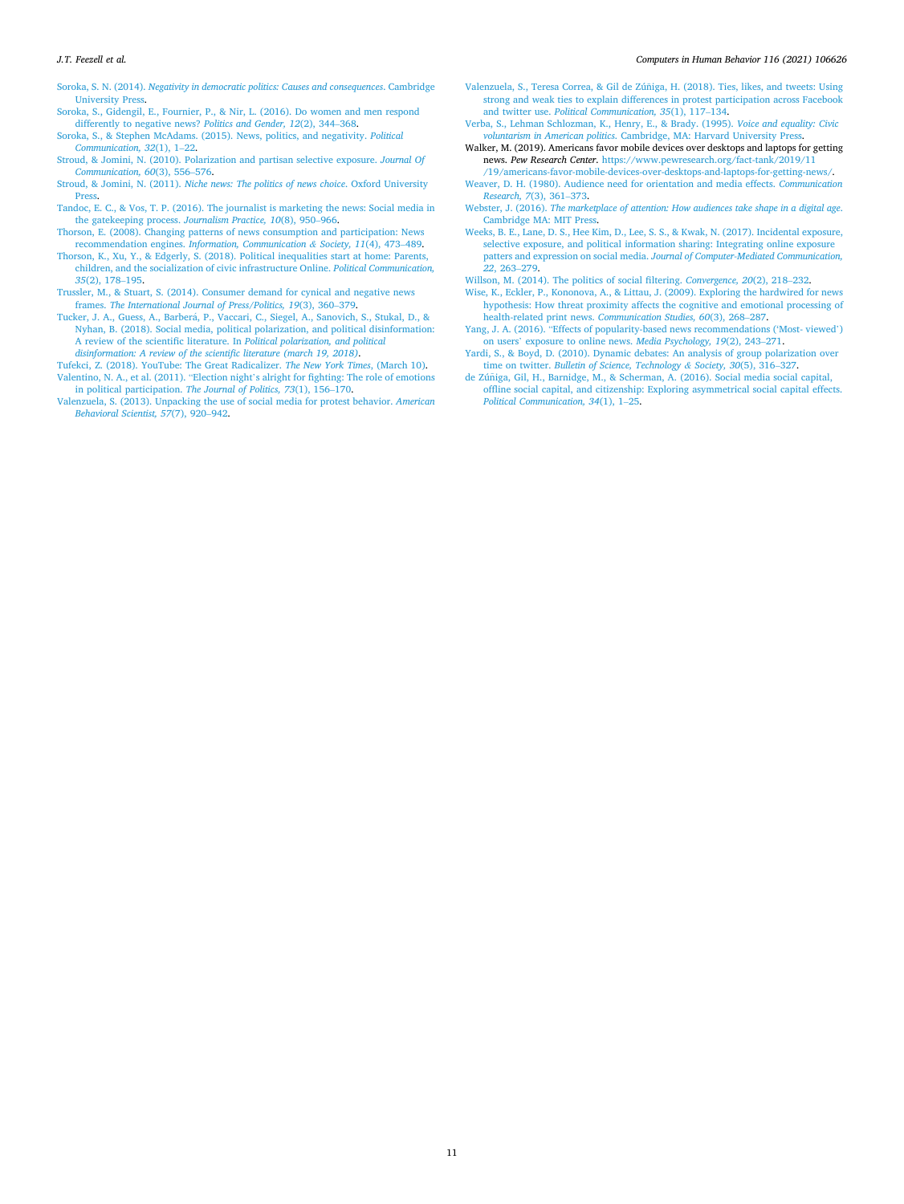Soroka, S. N. (2014). *Negativity in democratic politics: Causes and consequences*. Cambridge University Press.

Soroka, S., Gidengil, E., Fournier, P., & Nir, L. (2016). Do women and men respond differently to negative news? *Politics and Gender, 12*(2), 344–368.

Soroka, S., & Stephen McAdams. (2015). News, politics, and negativity. *Political Communication, 32*(1), 1–22.

Stroud, & Jomini, N. (2010). Polarization and partisan selective exposure. *Journal Of Communication, 60*(3), 556–576.

Stroud, & Jomini, N. (2011). *Niche news: The politics of news choice*. Oxford University Press.

Tandoc, E. C., & Vos, T. P. (2016). The journalist is marketing the news: Social media in the gatekeeping process. *Journalism Practice, 10*(8), 950–966.

Thorson, E. (2008). Changing patterns of news consumption and participation: News recommendation engines. *Information, Communication & Society, 11*(4), 473–489.

Thorson, K., Xu, Y., & Edgerly, S. (2018). Political inequalities start at home: Parents, children, and the socialization of civic infrastructure Online. *Political Communication, 35*(2), 178–195.

Trussler, M., & Stuart, S. (2014). Consumer demand for cynical and negative news frames. *The International Journal of Press/Politics, 19*(3), 360–379.

Tucker, J. A., Guess, A., Barberá, P., Vaccari, C., Siegel, A., Sanovich, S., Stukal, D., & Nyhan, B. (2018). Social media, political polarization, and political disinformation: A review of the scientific literature. In *Political polarization, and political disinformation: A review of the scientific literature (march 19, 2018)*.

Tufekci, Z. (2018). YouTube: The Great Radicalizer. *The New York Times*, (March 10).

Valentino, N. A., et al. (2011). "Election night's alright for fighting: The role of emotions in political participation. *The Journal of Politics, 73*(1), 156–170.

Valenzuela, S. (2013). Unpacking the use of social media for protest behavior. *American Behavioral Scientist, 57*(7), 920–942.

Valenzuela, S., Teresa Correa, & Gil de Zúñiga, H. (2018). Ties, likes, and tweets: Using strong and weak ties to explain differences in protest participation across Facebook and twitter use. *Political Communication, 35*(1), 117–134.

Verba, S., Lehman Schlozman, K., Henry, E., & Brady. (1995). *Voice and equality: Civic voluntarism in American politics*. Cambridge, MA: Harvard University Press.

Walker, M. (2019). Americans favor mobile devices over desktops and laptops for getting news. *Pew Research Center*. https://www.pewresearch.org/fact-tank/2019/11/19/americans-favor-mobile-devices-over-desktops-and-laptops-for-getting-news/.

Weaver, D. H. (1980). Audience need for orientation and media effects. *Communication Research, 7*(3), 361–373.

Webster, J. (2016). *The marketplace of attention: How audiences take shape in a digital age*. Cambridge MA: MIT Press.

Weeks, B. E., Lane, D. S., Hee Kim, D., Lee, S. S., & Kwak, N. (2017). Incidental exposure, selective exposure, and political information sharing: Integrating online exposure patterns and expression on social media. *Journal of Computer-Mediated Communication, 22*, 263–279.

Willson, M. (2014). The politics of social filtering. *Convergence, 20*(2), 218–232.

Wise, K., Eckler, P., Kononova, A., & Littau, J. (2009). Exploring the hardwired for news hypothesis: How threat proximity affects the cognitive and emotional processing of health-related print news. *Communication Studies, 60*(3), 268–287.

Yang, J. A. (2016). "Effects of popularity-based news recommendations ('Most- viewed') on users' exposure to online news. *Media Psychology, 19*(2), 243–271.

Yardi, S., & Boyd, D. (2010). Dynamic debates: An analysis of group polarization over time on twitter. *Bulletin of Science, Technology & Society, 30*(5), 316–327.

de Zúñiga, Gil, H., Barnidge, M., & Scherman, A. (2016). Social media social capital, offline social capital, and citizenship: Exploring asymmetrical social capital effects. *Political Communication, 34*(1), 1–25.